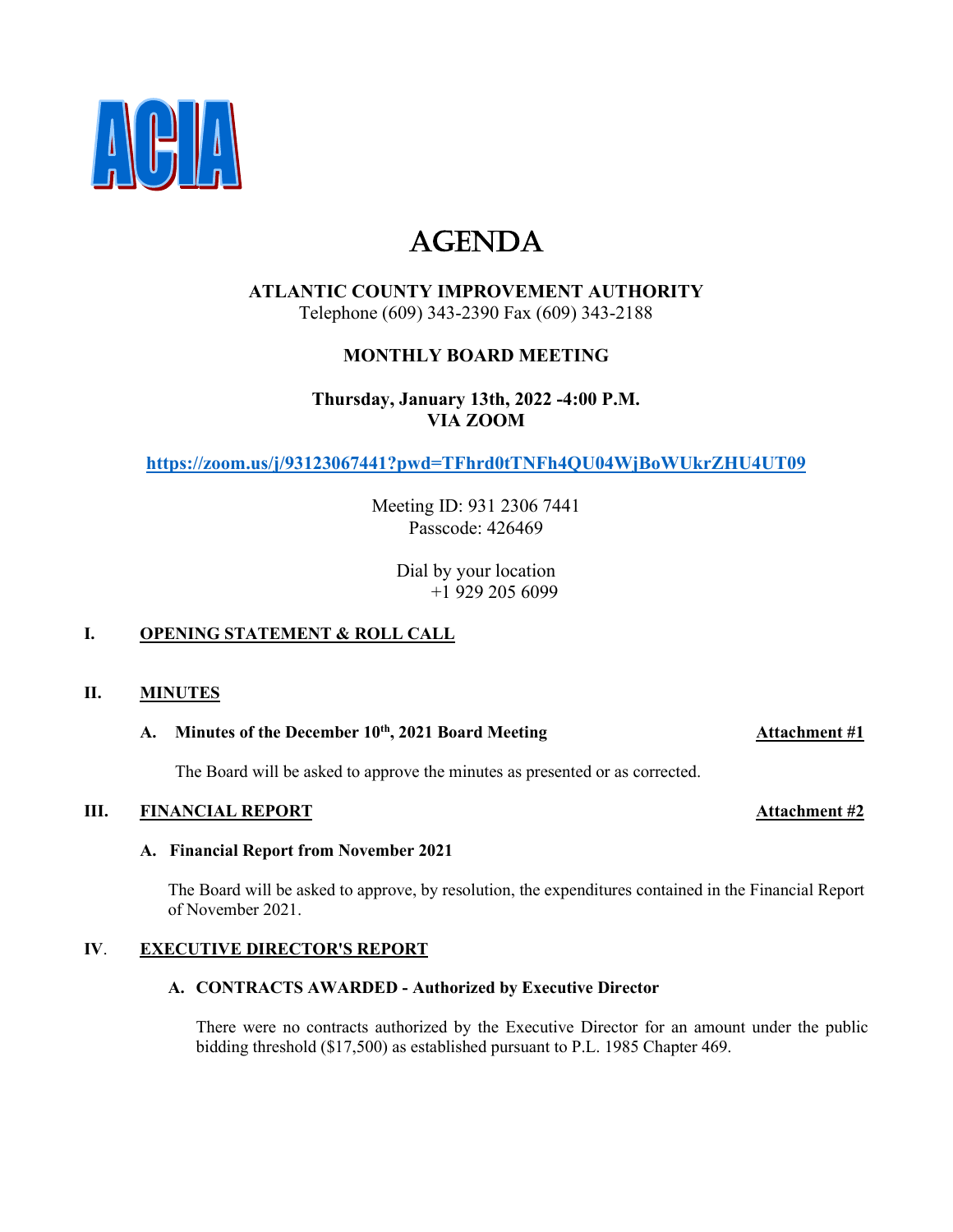ACIA

# AGENDA

**ATLANTIC COUNTY IMPROVEMENT AUTHORITY**
Telephone (609) 343-2390 Fax (609) 343-2188

**MONTHLY BOARD MEETING**

**Thursday, January 13th, 2022 -4:00 P.M.**
**VIA ZOOM**

**https://zoom.us/j/93123067441?pwd=TFhrd0tTNFh4QU04WjBoWUkrZHU4UT09**

Meeting ID: 931 2306 7441
Passcode: 426469

Dial by your location
+1 929 205 6099

## I. OPENING STATEMENT & ROLL CALL

## II. MINUTES

**A. Minutes of the December 10th, 2021 Board Meeting** **Attachment #1**

The Board will be asked to approve the minutes as presented or as corrected.

## III. FINANCIAL REPORT **Attachment #2**

**A. Financial Report from November 2021**

The Board will be asked to approve, by resolution, the expenditures contained in the Financial Report of November 2021.

## IV. EXECUTIVE DIRECTOR'S REPORT

**A. CONTRACTS AWARDED - Authorized by Executive Director**

There were no contracts authorized by the Executive Director for an amount under the public bidding threshold ($17,500) as established pursuant to P.L. 1985 Chapter 469.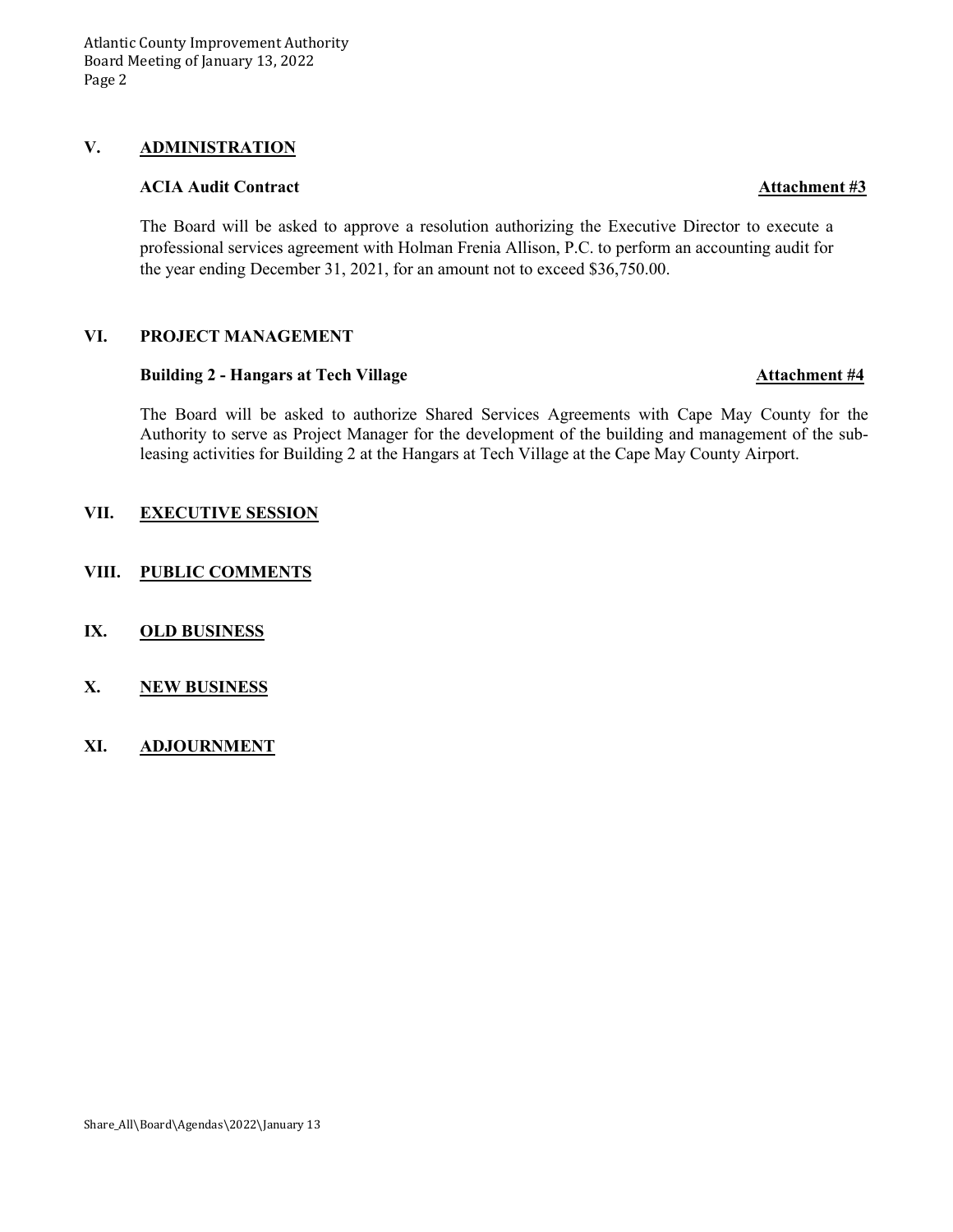## V. ADMINISTRATION

**ACIA Audit Contract** **Attachment #3**

The Board will be asked to approve a resolution authorizing the Executive Director to execute a professional services agreement with Holman Frenia Allison, P.C. to perform an accounting audit for the year ending December 31, 2021, for an amount not to exceed $36,750.00.

## VI. PROJECT MANAGEMENT

**Building 2 - Hangars at Tech Village** **Attachment #4**

The Board will be asked to authorize Shared Services Agreements with Cape May County for the Authority to serve as Project Manager for the development of the building and management of the sub-leasing activities for Building 2 at the Hangars at Tech Village at the Cape May County Airport.

## VII. EXECUTIVE SESSION

## VIII. PUBLIC COMMENTS

## IX. OLD BUSINESS

## X. NEW BUSINESS

## XI. ADJOURNMENT

Share_All\Board\Agendas\2022\January 13